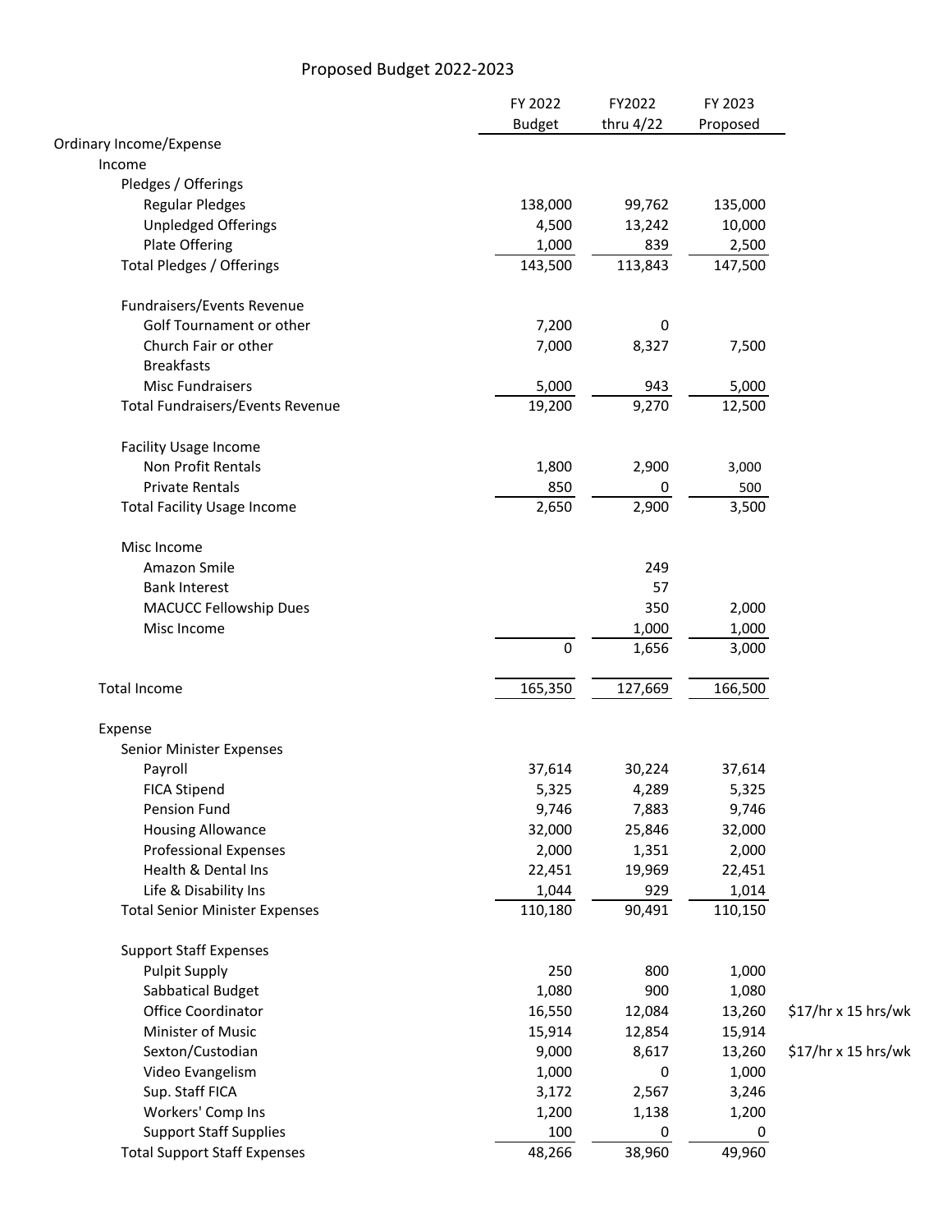# Proposed Budget 2022-2023

| | FY 2022 Budget | FY2022 thru 4/22 | FY 2023 Proposed | |
|---|---|---|---|---|
| Ordinary Income/Expense | | | | |
| Income | | | | |
| Pledges / Offerings | | | | |
| Regular Pledges | 138,000 | 99,762 | 135,000 | |
| Unpledged Offerings | 4,500 | 13,242 | 10,000 | |
| Plate Offering | 1,000 | 839 | 2,500 | |
| Total Pledges / Offerings | 143,500 | 113,843 | 147,500 | |
| Fundraisers/Events Revenue | | | | |
| Golf Tournament or other | 7,200 | 0 | | |
| Church Fair or other | 7,000 | 8,327 | 7,500 | |
| Breakfasts | | | | |
| Misc Fundraisers | 5,000 | 943 | 5,000 | |
| Total Fundraisers/Events Revenue | 19,200 | 9,270 | 12,500 | |
| Facility Usage Income | | | | |
| Non Profit Rentals | 1,800 | 2,900 | 3,000 | |
| Private Rentals | 850 | 0 | 500 | |
| Total Facility Usage Income | 2,650 | 2,900 | 3,500 | |
| Misc Income | | | | |
| Amazon Smile | | 249 | | |
| Bank Interest | | 57 | | |
| MACUCC Fellowship Dues | | 350 | 2,000 | |
| Misc Income | | 1,000 | 1,000 | |
| | 0 | 1,656 | 3,000 | |
| Total Income | 165,350 | 127,669 | 166,500 | |
| Expense | | | | |
| Senior Minister Expenses | | | | |
| Payroll | 37,614 | 30,224 | 37,614 | |
| FICA Stipend | 5,325 | 4,289 | 5,325 | |
| Pension Fund | 9,746 | 7,883 | 9,746 | |
| Housing Allowance | 32,000 | 25,846 | 32,000 | |
| Professional Expenses | 2,000 | 1,351 | 2,000 | |
| Health & Dental Ins | 22,451 | 19,969 | 22,451 | |
| Life & Disability Ins | 1,044 | 929 | 1,014 | |
| Total Senior Minister Expenses | 110,180 | 90,491 | 110,150 | |
| Support Staff Expenses | | | | |
| Pulpit Supply | 250 | 800 | 1,000 | |
| Sabbatical Budget | 1,080 | 900 | 1,080 | |
| Office Coordinator | 16,550 | 12,084 | 13,260 | $17/hr x 15 hrs/wk |
| Minister of Music | 15,914 | 12,854 | 15,914 | |
| Sexton/Custodian | 9,000 | 8,617 | 13,260 | $17/hr x 15 hrs/wk |
| Video Evangelism | 1,000 | 0 | 1,000 | |
| Sup. Staff FICA | 3,172 | 2,567 | 3,246 | |
| Workers' Comp Ins | 1,200 | 1,138 | 1,200 | |
| Support Staff Supplies | 100 | 0 | 0 | |
| Total Support Staff Expenses | 48,266 | 38,960 | 49,960 | |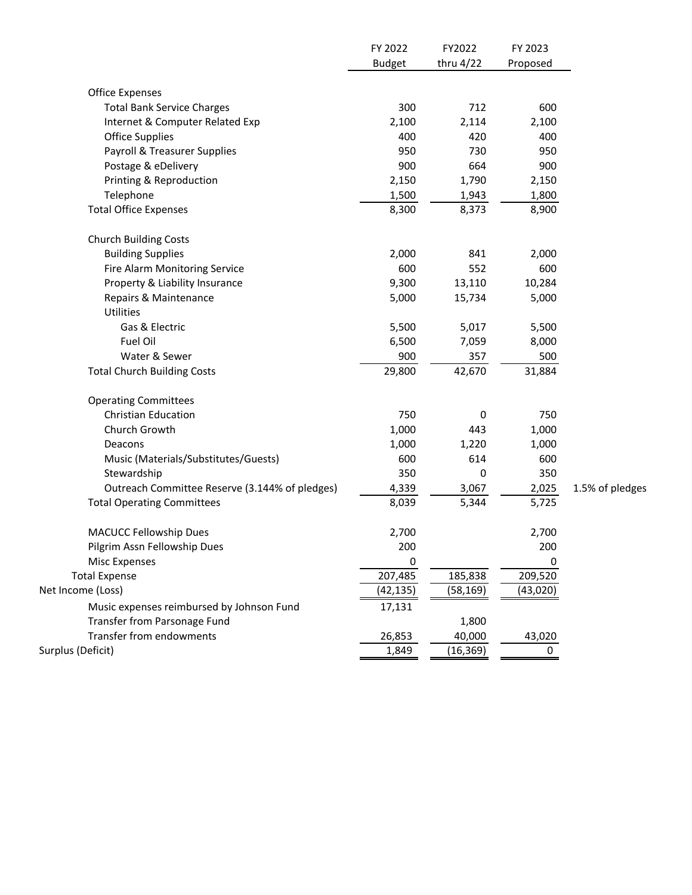| | FY 2022 Budget | FY2022 thru 4/22 | FY 2023 Proposed | |
|---|---|---|---|---|
| Office Expenses | | | | |
| Total Bank Service Charges | 300 | 712 | 600 | |
| Internet & Computer Related Exp | 2,100 | 2,114 | 2,100 | |
| Office Supplies | 400 | 420 | 400 | |
| Payroll & Treasurer Supplies | 950 | 730 | 950 | |
| Postage & eDelivery | 900 | 664 | 900 | |
| Printing & Reproduction | 2,150 | 1,790 | 2,150 | |
| Telephone | 1,500 | 1,943 | 1,800 | |
| Total Office Expenses | 8,300 | 8,373 | 8,900 | |
| Church Building Costs | | | | |
| Building Supplies | 2,000 | 841 | 2,000 | |
| Fire Alarm Monitoring Service | 600 | 552 | 600 | |
| Property & Liability Insurance | 9,300 | 13,110 | 10,284 | |
| Repairs & Maintenance | 5,000 | 15,734 | 5,000 | |
| Utilities | | | | |
| Gas & Electric | 5,500 | 5,017 | 5,500 | |
| Fuel Oil | 6,500 | 7,059 | 8,000 | |
| Water & Sewer | 900 | 357 | 500 | |
| Total Church Building Costs | 29,800 | 42,670 | 31,884 | |
| Operating Committees | | | | |
| Christian Education | 750 | 0 | 750 | |
| Church Growth | 1,000 | 443 | 1,000 | |
| Deacons | 1,000 | 1,220 | 1,000 | |
| Music (Materials/Substitutes/Guests) | 600 | 614 | 600 | |
| Stewardship | 350 | 0 | 350 | |
| Outreach Committee Reserve (3.144% of pledges) | 4,339 | 3,067 | 2,025 | 1.5% of pledges |
| Total Operating Committees | 8,039 | 5,344 | 5,725 | |
| MACUCC Fellowship Dues | 2,700 | | 2,700 | |
| Pilgrim Assn Fellowship Dues | 200 | | 200 | |
| Misc Expenses | 0 | | 0 | |
| Total Expense | 207,485 | 185,838 | 209,520 | |
| Net Income (Loss) | (42,135) | (58,169) | (43,020) | |
| Music expenses reimbursed by Johnson Fund | 17,131 | | | |
| Transfer from Parsonage Fund | | 1,800 | | |
| Transfer from endowments | 26,853 | 40,000 | 43,020 | |
| Surplus (Deficit) | 1,849 | (16,369) | 0 | |